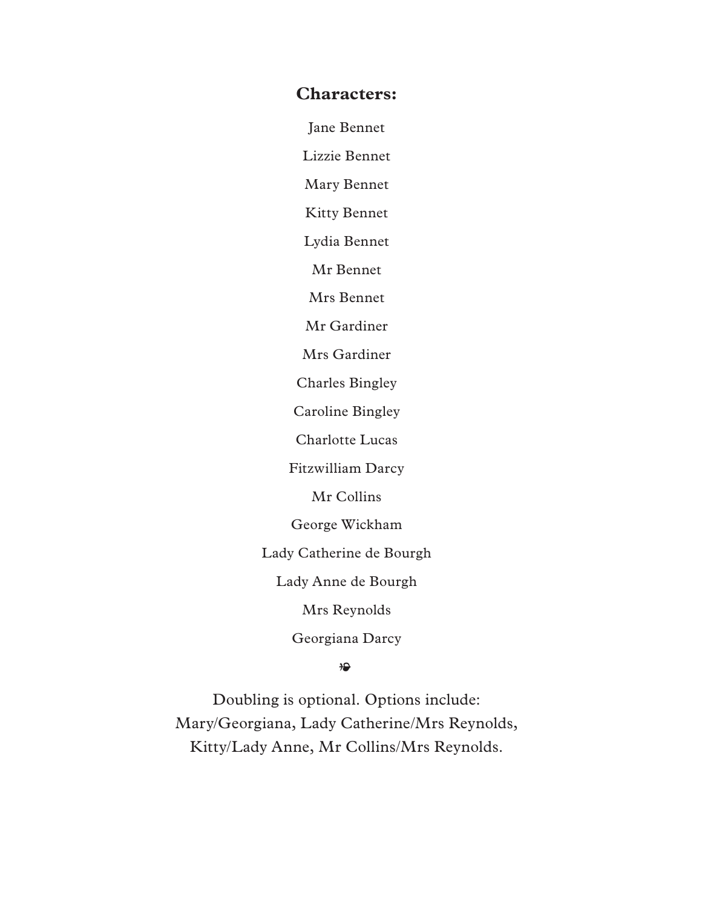**Characters:**

Jane Bennet

Lizzie Bennet

Mary Bennet

Kitty Bennet

Lydia Bennet

Mr Bennet

Mrs Bennet

Mr Gardiner

Mrs Gardiner

Charles Bingley

Caroline Bingley

Charlotte Lucas

Fitzwilliam Darcy

Mr Collins

George Wickham

Lady Catherine de Bourgh

Lady Anne de Bourgh

Mrs Reynolds

Georgiana Darcy

❧

Doubling is optional. Options include:
Mary/Georgiana, Lady Catherine/Mrs Reynolds,
Kitty/Lady Anne, Mr Collins/Mrs Reynolds.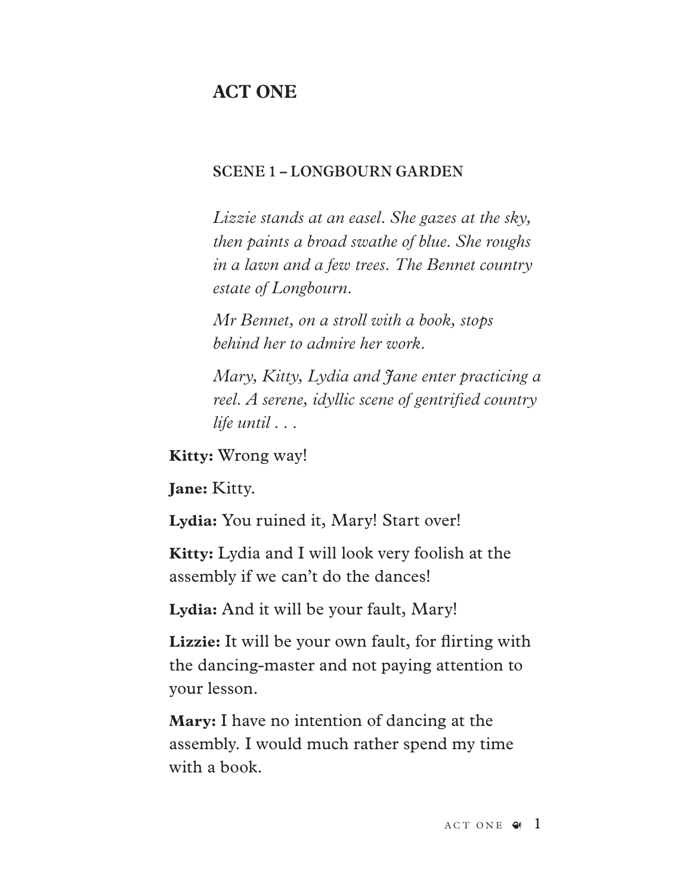# ACT ONE

### SCENE 1 – LONGBOURN GARDEN

*Lizzie stands at an easel. She gazes at the sky, then paints a broad swathe of blue. She roughs in a lawn and a few trees. The Bennet country estate of Longbourn.*

*Mr Bennet, on a stroll with a book, stops behind her to admire her work.*

*Mary, Kitty, Lydia and Jane enter practicing a reel. A serene, idyllic scene of gentrified country life until . . .*

**Kitty:** Wrong way!

**Jane:** Kitty.

**Lydia:** You ruined it, Mary! Start over!

**Kitty:** Lydia and I will look very foolish at the assembly if we can't do the dances!

**Lydia:** And it will be your fault, Mary!

**Lizzie:** It will be your own fault, for flirting with the dancing-master and not paying attention to your lesson.

**Mary:** I have no intention of dancing at the assembly. I would much rather spend my time with a book.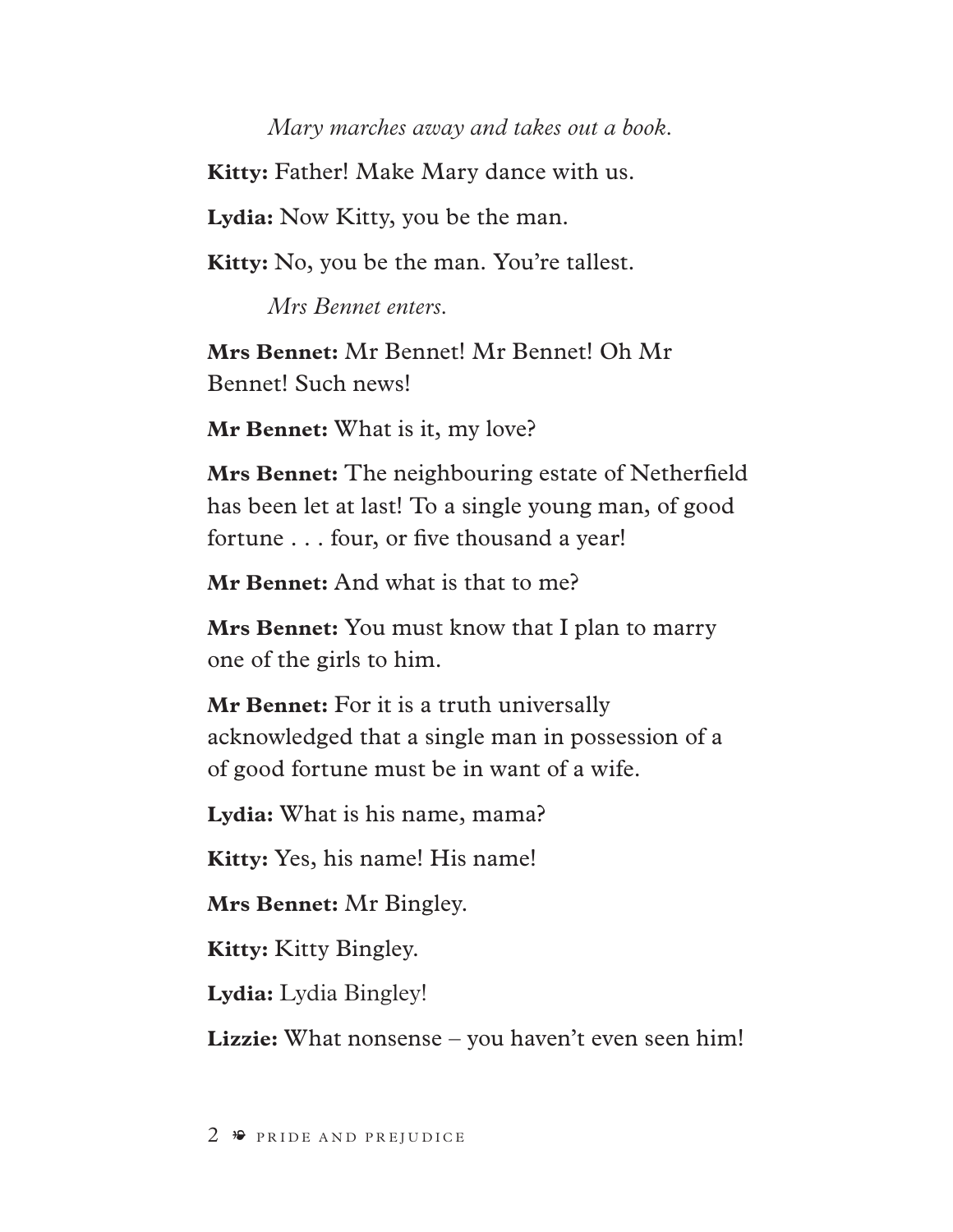*Mary marches away and takes out a book.*

**Kitty:** Father! Make Mary dance with us.

**Lydia:** Now Kitty, you be the man.

**Kitty:** No, you be the man. You're tallest.

*Mrs Bennet enters.*

**Mrs Bennet:** Mr Bennet! Mr Bennet! Oh Mr Bennet! Such news!

**Mr Bennet:** What is it, my love?

**Mrs Bennet:** The neighbouring estate of Netherfield has been let at last! To a single young man, of good fortune . . . four, or five thousand a year!

**Mr Bennet:** And what is that to me?

**Mrs Bennet:** You must know that I plan to marry one of the girls to him.

**Mr Bennet:** For it is a truth universally acknowledged that a single man in possession of a of good fortune must be in want of a wife.

**Lydia:** What is his name, mama?

**Kitty:** Yes, his name! His name!

**Mrs Bennet:** Mr Bingley.

**Kitty:** Kitty Bingley.

**Lydia:** Lydia Bingley!

**Lizzie:** What nonsense – you haven't even seen him!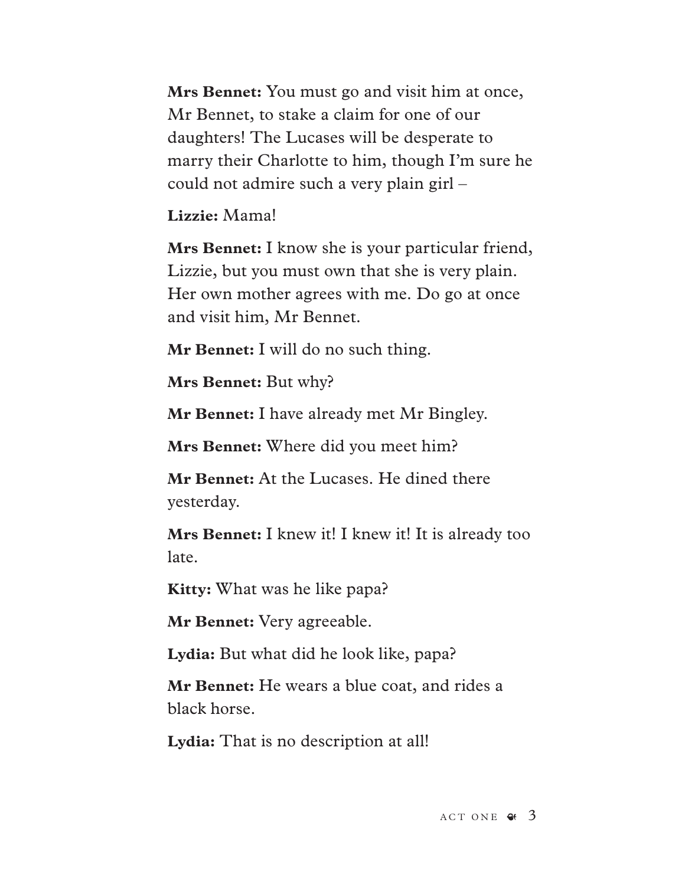**Mrs Bennet:** You must go and visit him at once, Mr Bennet, to stake a claim for one of our daughters! The Lucases will be desperate to marry their Charlotte to him, though I'm sure he could not admire such a very plain girl –

**Lizzie:** Mama!

**Mrs Bennet:** I know she is your particular friend, Lizzie, but you must own that she is very plain. Her own mother agrees with me. Do go at once and visit him, Mr Bennet.

**Mr Bennet:** I will do no such thing.

**Mrs Bennet:** But why?

**Mr Bennet:** I have already met Mr Bingley.

**Mrs Bennet:** Where did you meet him?

**Mr Bennet:** At the Lucases. He dined there yesterday.

**Mrs Bennet:** I knew it! I knew it! It is already too late.

**Kitty:** What was he like papa?

**Mr Bennet:** Very agreeable.

**Lydia:** But what did he look like, papa?

**Mr Bennet:** He wears a blue coat, and rides a black horse.

**Lydia:** That is no description at all!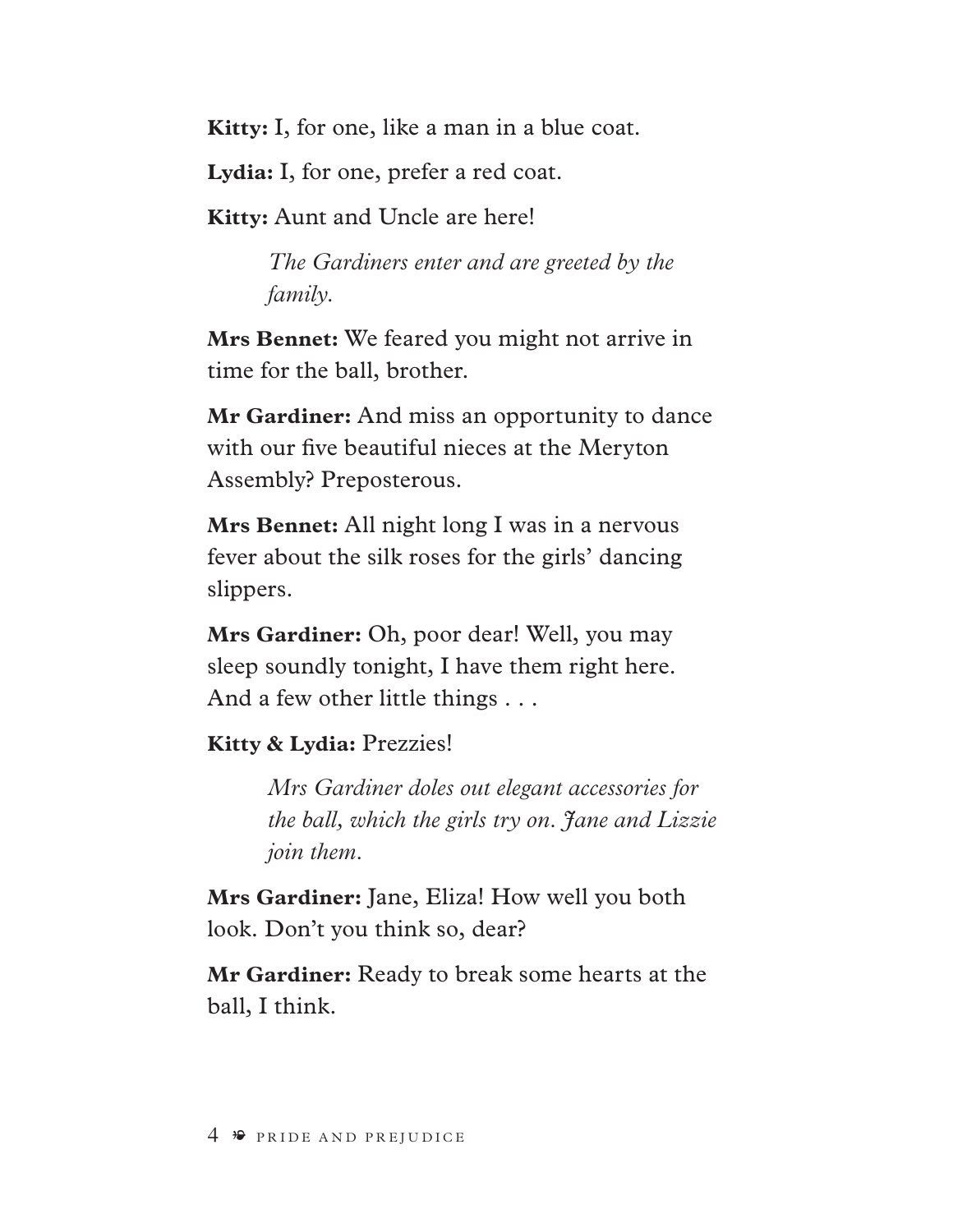**Kitty:** I, for one, like a man in a blue coat.

**Lydia:** I, for one, prefer a red coat.

**Kitty:** Aunt and Uncle are here!

*The Gardiners enter and are greeted by the family.*

**Mrs Bennet:** We feared you might not arrive in time for the ball, brother.

**Mr Gardiner:** And miss an opportunity to dance with our five beautiful nieces at the Meryton Assembly? Preposterous.

**Mrs Bennet:** All night long I was in a nervous fever about the silk roses for the girls' dancing slippers.

**Mrs Gardiner:** Oh, poor dear! Well, you may sleep soundly tonight, I have them right here. And a few other little things . . .

**Kitty & Lydia:** Prezzies!

*Mrs Gardiner doles out elegant accessories for the ball, which the girls try on. Jane and Lizzie join them.*

**Mrs Gardiner:** Jane, Eliza! How well you both look. Don't you think so, dear?

**Mr Gardiner:** Ready to break some hearts at the ball, I think.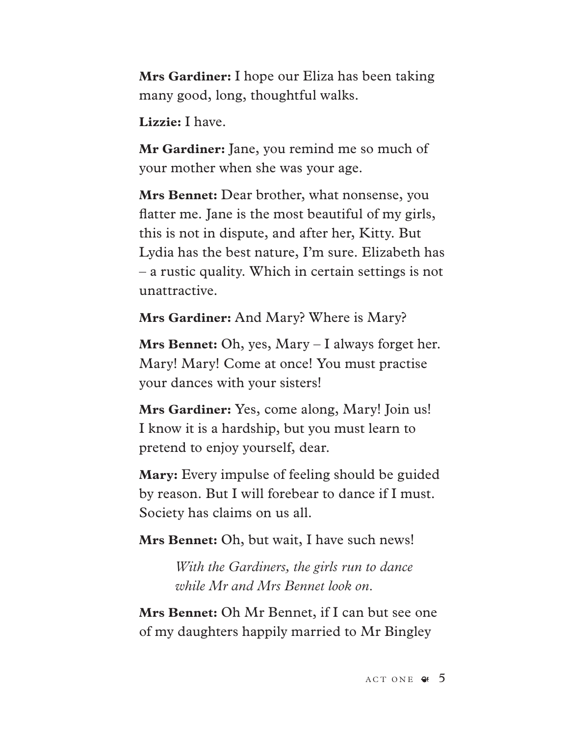**Mrs Gardiner:** I hope our Eliza has been taking many good, long, thoughtful walks.

**Lizzie:** I have.

**Mr Gardiner:** Jane, you remind me so much of your mother when she was your age.

**Mrs Bennet:** Dear brother, what nonsense, you flatter me. Jane is the most beautiful of my girls, this is not in dispute, and after her, Kitty. But Lydia has the best nature, I'm sure. Elizabeth has – a rustic quality. Which in certain settings is not unattractive.

**Mrs Gardiner:** And Mary? Where is Mary?

**Mrs Bennet:** Oh, yes, Mary – I always forget her. Mary! Mary! Come at once! You must practise your dances with your sisters!

**Mrs Gardiner:** Yes, come along, Mary! Join us! I know it is a hardship, but you must learn to pretend to enjoy yourself, dear.

**Mary:** Every impulse of feeling should be guided by reason. But I will forebear to dance if I must. Society has claims on us all.

**Mrs Bennet:** Oh, but wait, I have such news!

> *With the Gardiners, the girls run to dance while Mr and Mrs Bennet look on.*

**Mrs Bennet:** Oh Mr Bennet, if I can but see one of my daughters happily married to Mr Bingley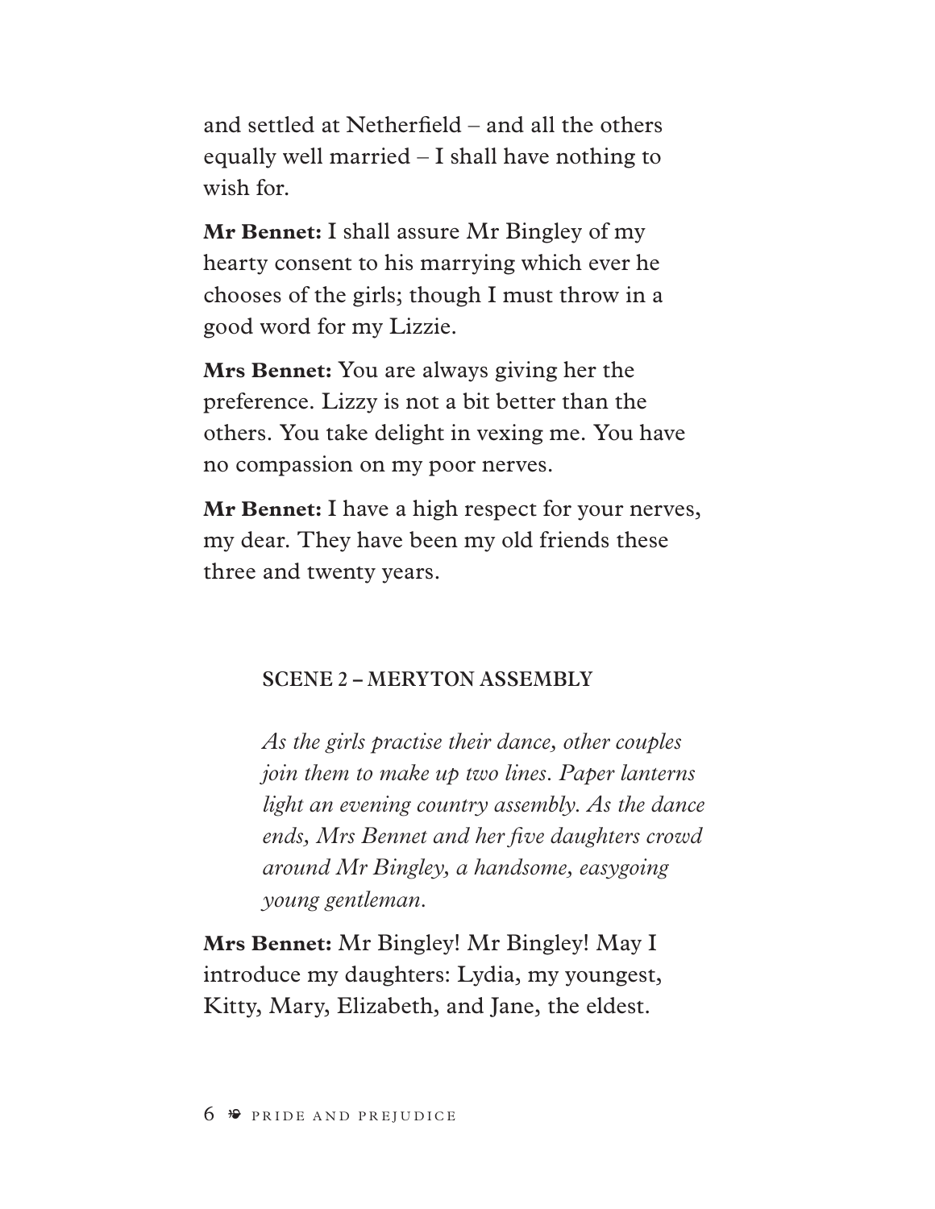and settled at Netherfield – and all the others equally well married – I shall have nothing to wish for.

**Mr Bennet:** I shall assure Mr Bingley of my hearty consent to his marrying which ever he chooses of the girls; though I must throw in a good word for my Lizzie.

**Mrs Bennet:** You are always giving her the preference. Lizzy is not a bit better than the others. You take delight in vexing me. You have no compassion on my poor nerves.

**Mr Bennet:** I have a high respect for your nerves, my dear. They have been my old friends these three and twenty years.

## SCENE 2 – MERYTON ASSEMBLY

*As the girls practise their dance, other couples join them to make up two lines. Paper lanterns light an evening country assembly. As the dance ends, Mrs Bennet and her five daughters crowd around Mr Bingley, a handsome, easygoing young gentleman.*

**Mrs Bennet:** Mr Bingley! Mr Bingley! May I introduce my daughters: Lydia, my youngest, Kitty, Mary, Elizabeth, and Jane, the eldest.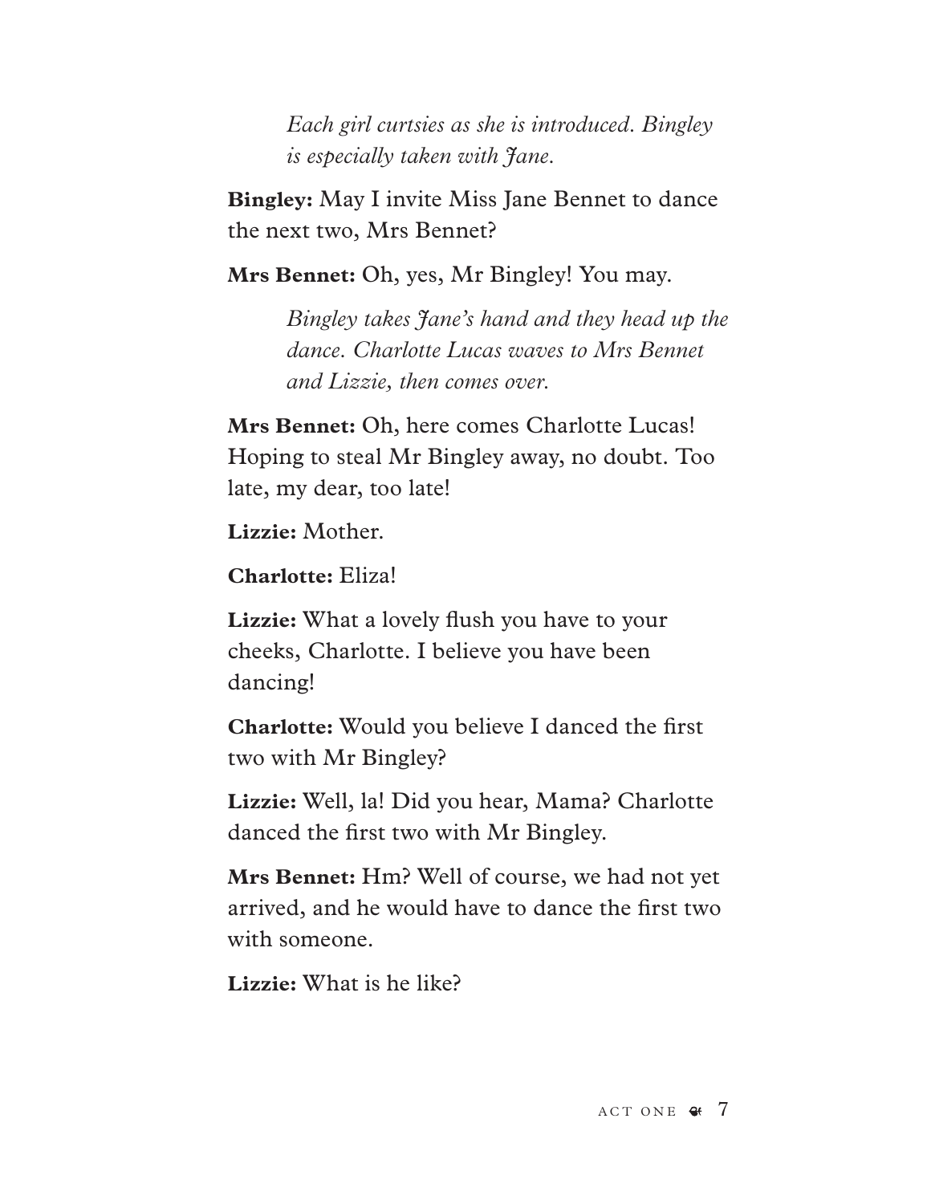*Each girl curtsies as she is introduced. Bingley is especially taken with Jane.*

**Bingley:** May I invite Miss Jane Bennet to dance the next two, Mrs Bennet?

**Mrs Bennet:** Oh, yes, Mr Bingley! You may.

*Bingley takes Jane's hand and they head up the dance. Charlotte Lucas waves to Mrs Bennet and Lizzie, then comes over.*

**Mrs Bennet:** Oh, here comes Charlotte Lucas! Hoping to steal Mr Bingley away, no doubt. Too late, my dear, too late!

**Lizzie:** Mother.

**Charlotte:** Eliza!

**Lizzie:** What a lovely flush you have to your cheeks, Charlotte. I believe you have been dancing!

**Charlotte:** Would you believe I danced the first two with Mr Bingley?

**Lizzie:** Well, la! Did you hear, Mama? Charlotte danced the first two with Mr Bingley.

**Mrs Bennet:** Hm? Well of course, we had not yet arrived, and he would have to dance the first two with someone.

**Lizzie:** What is he like?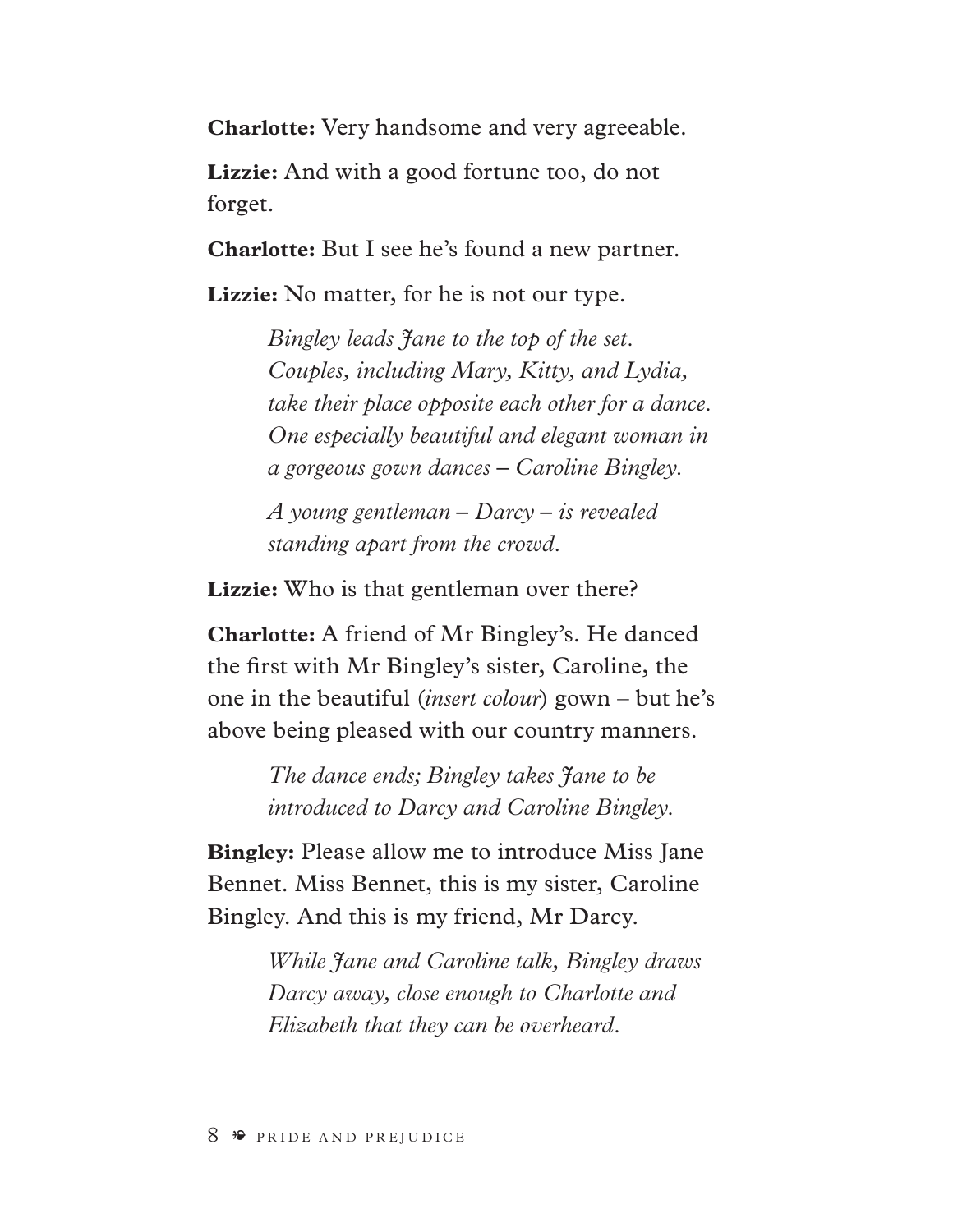**Charlotte:** Very handsome and very agreeable.

**Lizzie:** And with a good fortune too, do not forget.

**Charlotte:** But I see he's found a new partner.

**Lizzie:** No matter, for he is not our type.

> *Bingley leads Jane to the top of the set. Couples, including Mary, Kitty, and Lydia, take their place opposite each other for a dance. One especially beautiful and elegant woman in a gorgeous gown dances – Caroline Bingley.*
>
> *A young gentleman – Darcy – is revealed standing apart from the crowd.*

**Lizzie:** Who is that gentleman over there?

**Charlotte:** A friend of Mr Bingley's. He danced the first with Mr Bingley's sister, Caroline, the one in the beautiful (*insert colour*) gown – but he's above being pleased with our country manners.

> *The dance ends; Bingley takes Jane to be introduced to Darcy and Caroline Bingley.*

**Bingley:** Please allow me to introduce Miss Jane Bennet. Miss Bennet, this is my sister, Caroline Bingley. And this is my friend, Mr Darcy.

> *While Jane and Caroline talk, Bingley draws Darcy away, close enough to Charlotte and Elizabeth that they can be overheard.*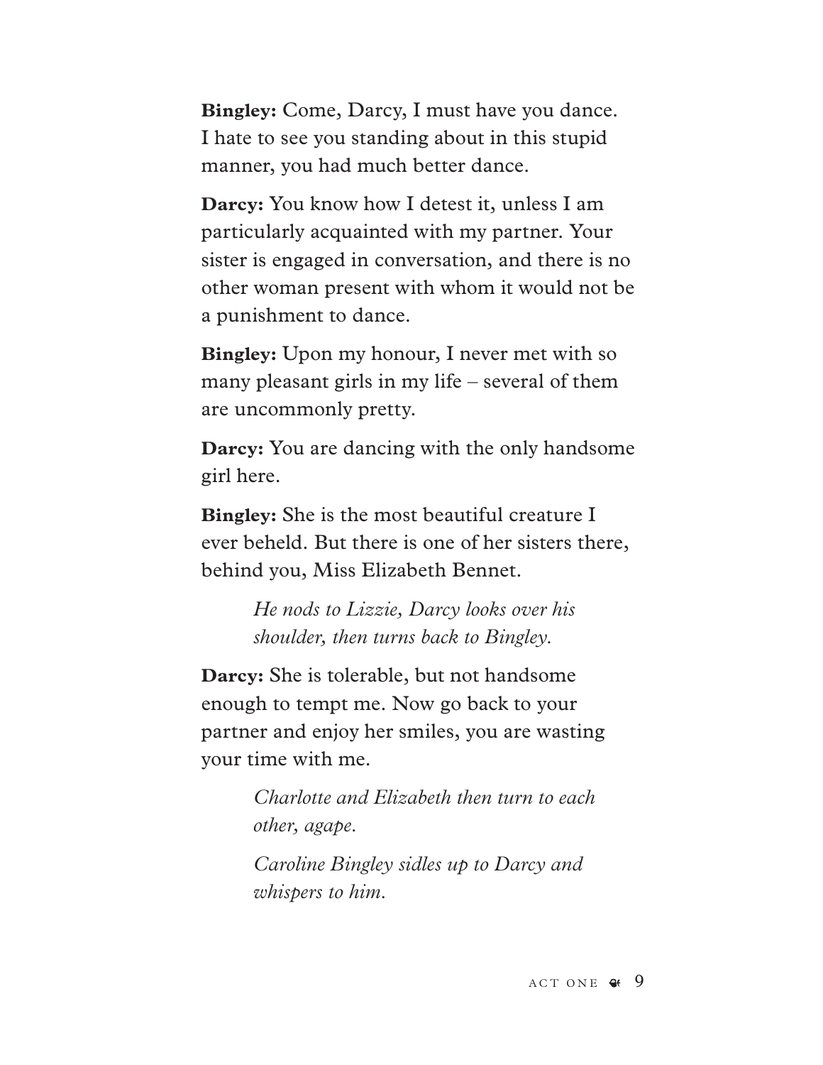**Bingley:** Come, Darcy, I must have you dance. I hate to see you standing about in this stupid manner, you had much better dance.

**Darcy:** You know how I detest it, unless I am particularly acquainted with my partner. Your sister is engaged in conversation, and there is no other woman present with whom it would not be a punishment to dance.

**Bingley:** Upon my honour, I never met with so many pleasant girls in my life – several of them are uncommonly pretty.

**Darcy:** You are dancing with the only handsome girl here.

**Bingley:** She is the most beautiful creature I ever beheld. But there is one of her sisters there, behind you, Miss Elizabeth Bennet.

> *He nods to Lizzie, Darcy looks over his shoulder, then turns back to Bingley.*

**Darcy:** She is tolerable, but not handsome enough to tempt me. Now go back to your partner and enjoy her smiles, you are wasting your time with me.

> *Charlotte and Elizabeth then turn to each other, agape.*
>
> *Caroline Bingley sidles up to Darcy and whispers to him.*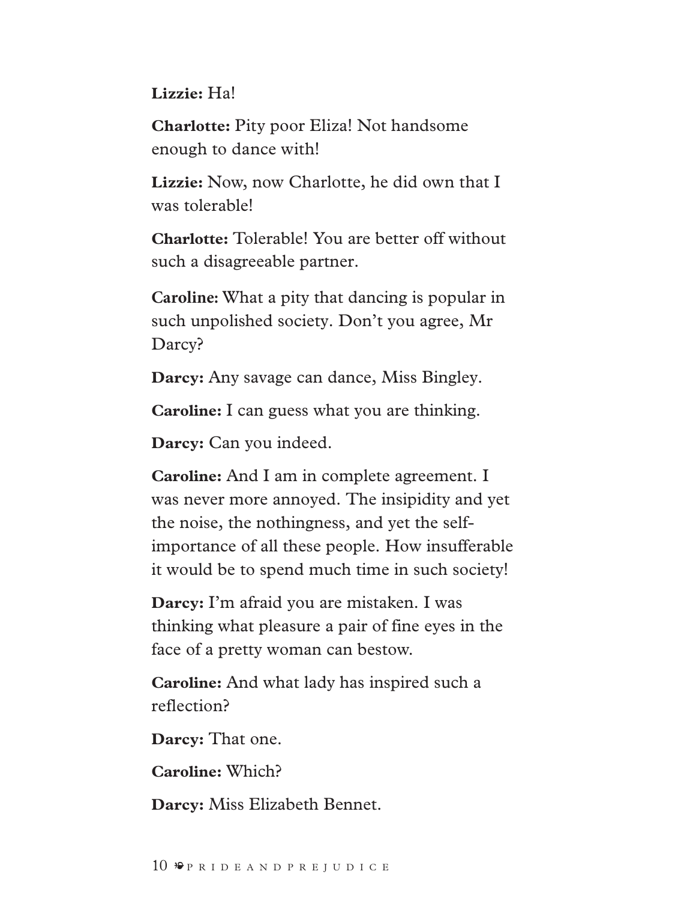**Lizzie:** Ha!

**Charlotte:** Pity poor Eliza! Not handsome enough to dance with!

**Lizzie:** Now, now Charlotte, he did own that I was tolerable!

**Charlotte:** Tolerable! You are better off without such a disagreeable partner.

**Caroline:** What a pity that dancing is popular in such unpolished society. Don't you agree, Mr Darcy?

**Darcy:** Any savage can dance, Miss Bingley.

**Caroline:** I can guess what you are thinking.

**Darcy:** Can you indeed.

**Caroline:** And I am in complete agreement. I was never more annoyed. The insipidity and yet the noise, the nothingness, and yet the self-importance of all these people. How insufferable it would be to spend much time in such society!

**Darcy:** I'm afraid you are mistaken. I was thinking what pleasure a pair of fine eyes in the face of a pretty woman can bestow.

**Caroline:** And what lady has inspired such a reflection?

**Darcy:** That one.

**Caroline:** Which?

**Darcy:** Miss Elizabeth Bennet.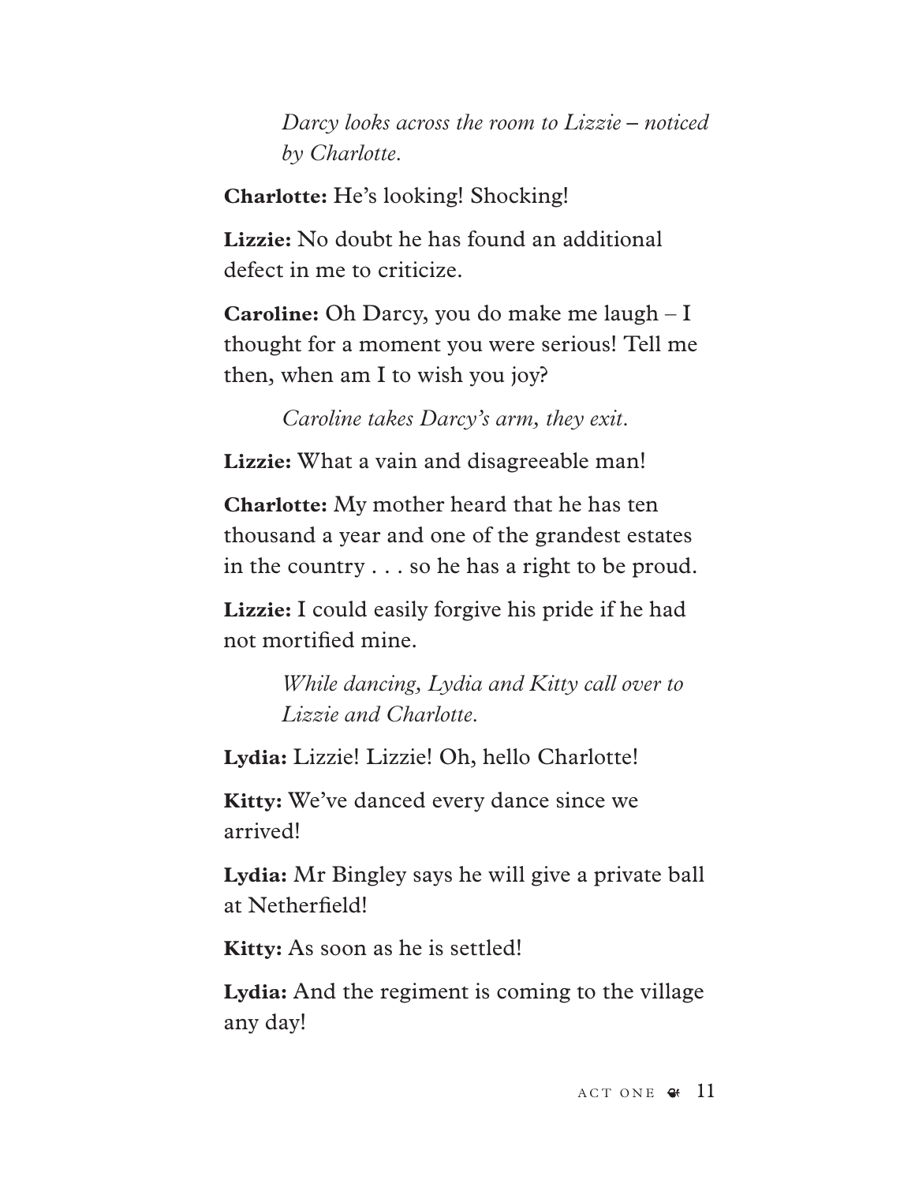*Darcy looks across the room to Lizzie – noticed by Charlotte.*

**Charlotte:** He's looking! Shocking!

**Lizzie:** No doubt he has found an additional defect in me to criticize.

**Caroline:** Oh Darcy, you do make me laugh – I thought for a moment you were serious! Tell me then, when am I to wish you joy?

*Caroline takes Darcy's arm, they exit.*

**Lizzie:** What a vain and disagreeable man!

**Charlotte:** My mother heard that he has ten thousand a year and one of the grandest estates in the country . . . so he has a right to be proud.

**Lizzie:** I could easily forgive his pride if he had not mortified mine.

*While dancing, Lydia and Kitty call over to Lizzie and Charlotte.*

**Lydia:** Lizzie! Lizzie! Oh, hello Charlotte!

**Kitty:** We've danced every dance since we arrived!

**Lydia:** Mr Bingley says he will give a private ball at Netherfield!

**Kitty:** As soon as he is settled!

**Lydia:** And the regiment is coming to the village any day!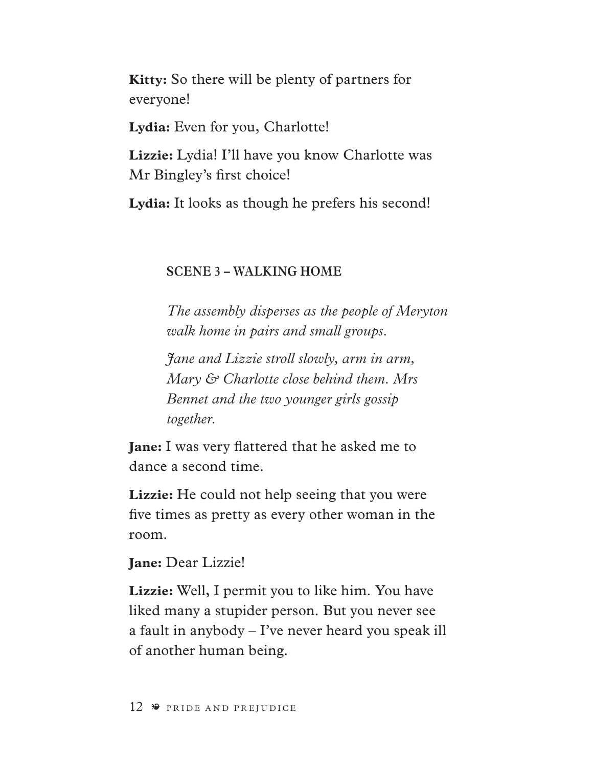**Kitty:** So there will be plenty of partners for everyone!

**Lydia:** Even for you, Charlotte!

**Lizzie:** Lydia! I'll have you know Charlotte was Mr Bingley's first choice!

**Lydia:** It looks as though he prefers his second!

### SCENE 3 – WALKING HOME

*The assembly disperses as the people of Meryton walk home in pairs and small groups.*

*Jane and Lizzie stroll slowly, arm in arm, Mary & Charlotte close behind them. Mrs Bennet and the two younger girls gossip together.*

**Jane:** I was very flattered that he asked me to dance a second time.

**Lizzie:** He could not help seeing that you were five times as pretty as every other woman in the room.

**Jane:** Dear Lizzie!

**Lizzie:** Well, I permit you to like him. You have liked many a stupider person. But you never see a fault in anybody – I've never heard you speak ill of another human being.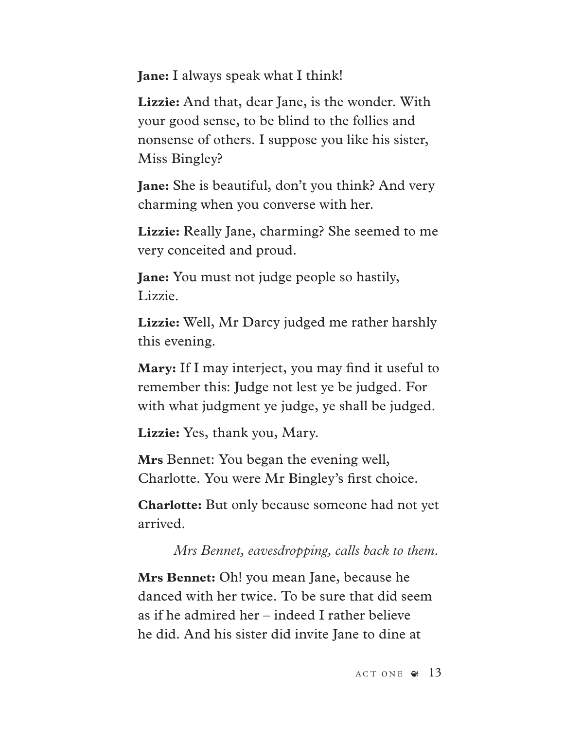**Jane:** I always speak what I think!

**Lizzie:** And that, dear Jane, is the wonder. With your good sense, to be blind to the follies and nonsense of others. I suppose you like his sister, Miss Bingley?

**Jane:** She is beautiful, don't you think? And very charming when you converse with her.

**Lizzie:** Really Jane, charming? She seemed to me very conceited and proud.

**Jane:** You must not judge people so hastily, Lizzie.

**Lizzie:** Well, Mr Darcy judged me rather harshly this evening.

**Mary:** If I may interject, you may find it useful to remember this: Judge not lest ye be judged. For with what judgment ye judge, ye shall be judged.

**Lizzie:** Yes, thank you, Mary.

**Mrs** Bennet: You began the evening well, Charlotte. You were Mr Bingley's first choice.

**Charlotte:** But only because someone had not yet arrived.

*Mrs Bennet, eavesdropping, calls back to them.*

**Mrs Bennet:** Oh! you mean Jane, because he danced with her twice. To be sure that did seem as if he admired her – indeed I rather believe he did. And his sister did invite Jane to dine at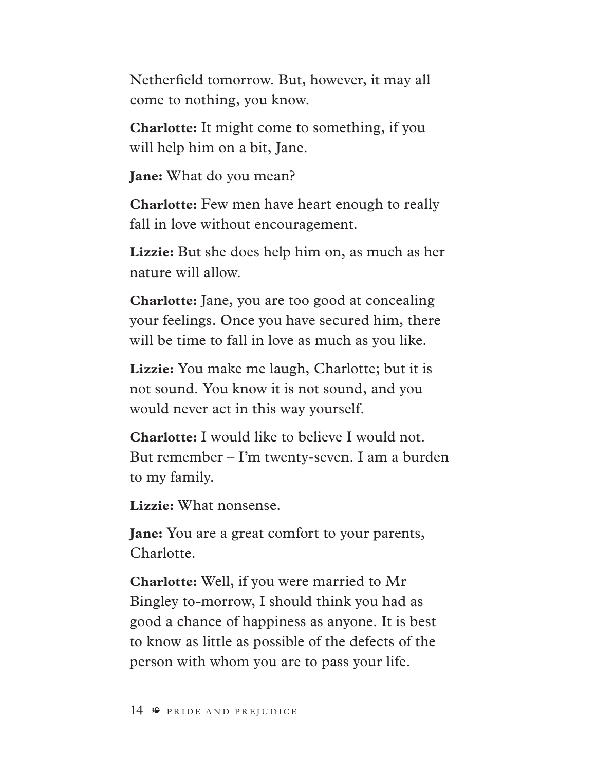Netherfield tomorrow. But, however, it may all come to nothing, you know.

**Charlotte:** It might come to something, if you will help him on a bit, Jane.

**Jane:** What do you mean?

**Charlotte:** Few men have heart enough to really fall in love without encouragement.

**Lizzie:** But she does help him on, as much as her nature will allow.

**Charlotte:** Jane, you are too good at concealing your feelings. Once you have secured him, there will be time to fall in love as much as you like.

**Lizzie:** You make me laugh, Charlotte; but it is not sound. You know it is not sound, and you would never act in this way yourself.

**Charlotte:** I would like to believe I would not. But remember – I'm twenty-seven. I am a burden to my family.

**Lizzie:** What nonsense.

**Jane:** You are a great comfort to your parents, Charlotte.

**Charlotte:** Well, if you were married to Mr Bingley to-morrow, I should think you had as good a chance of happiness as anyone. It is best to know as little as possible of the defects of the person with whom you are to pass your life.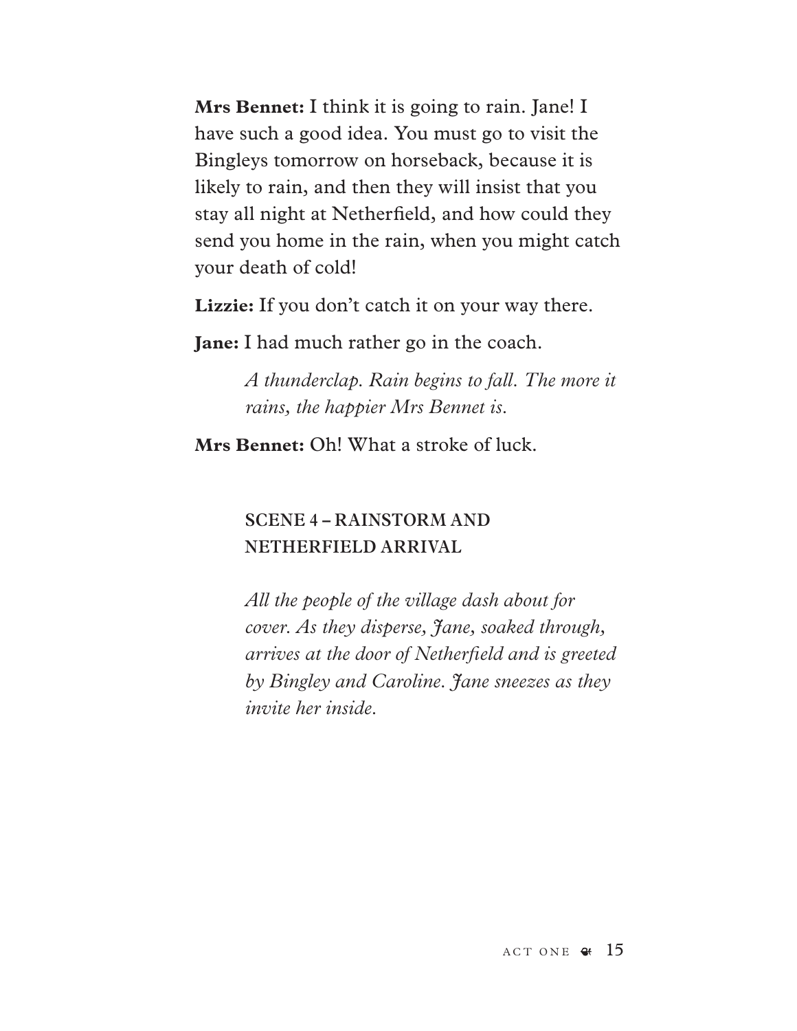**Mrs Bennet:** I think it is going to rain. Jane! I have such a good idea. You must go to visit the Bingleys tomorrow on horseback, because it is likely to rain, and then they will insist that you stay all night at Netherfield, and how could they send you home in the rain, when you might catch your death of cold!

**Lizzie:** If you don't catch it on your way there.

**Jane:** I had much rather go in the coach.

> *A thunderclap. Rain begins to fall. The more it rains, the happier Mrs Bennet is.*

**Mrs Bennet:** Oh! What a stroke of luck.

### SCENE 4 – RAINSTORM AND NETHERFIELD ARRIVAL

> *All the people of the village dash about for cover. As they disperse, Jane, soaked through, arrives at the door of Netherfield and is greeted by Bingley and Caroline. Jane sneezes as they invite her inside.*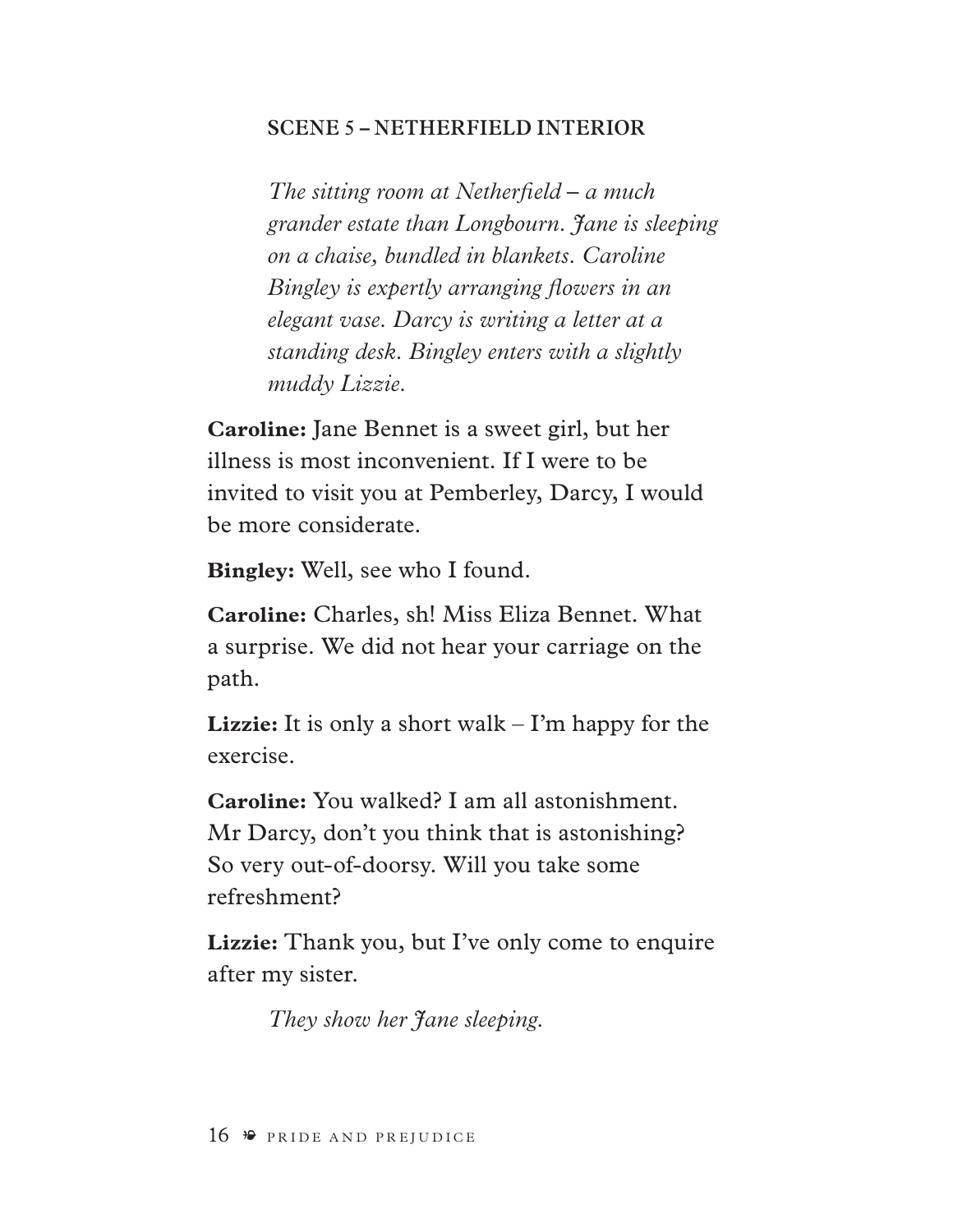### SCENE 5 – NETHERFIELD INTERIOR

*The sitting room at Netherfield – a much grander estate than Longbourn. Jane is sleeping on a chaise, bundled in blankets. Caroline Bingley is expertly arranging flowers in an elegant vase. Darcy is writing a letter at a standing desk. Bingley enters with a slightly muddy Lizzie.*

**Caroline:** Jane Bennet is a sweet girl, but her illness is most inconvenient. If I were to be invited to visit you at Pemberley, Darcy, I would be more considerate.

**Bingley:** Well, see who I found.

**Caroline:** Charles, sh! Miss Eliza Bennet. What a surprise. We did not hear your carriage on the path.

**Lizzie:** It is only a short walk – I'm happy for the exercise.

**Caroline:** You walked? I am all astonishment. Mr Darcy, don't you think that is astonishing? So very out-of-doorsy. Will you take some refreshment?

**Lizzie:** Thank you, but I've only come to enquire after my sister.

*They show her Jane sleeping.*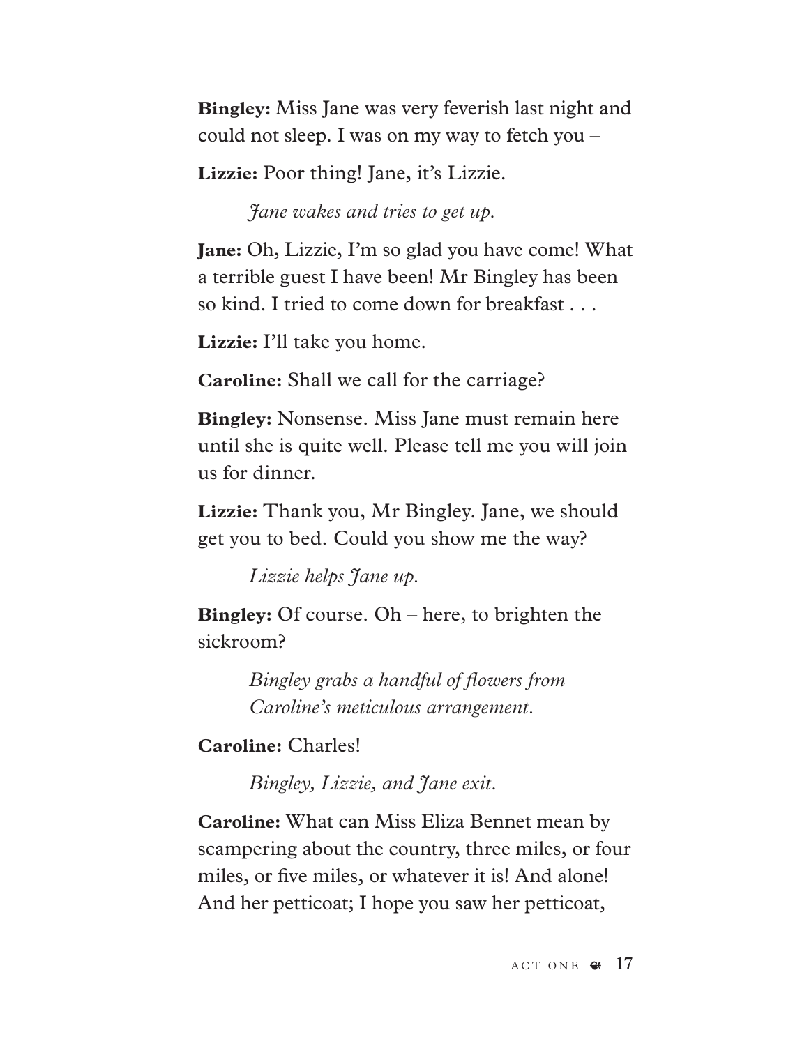**Bingley:** Miss Jane was very feverish last night and could not sleep. I was on my way to fetch you –

**Lizzie:** Poor thing! Jane, it's Lizzie.

*Jane wakes and tries to get up.*

**Jane:** Oh, Lizzie, I'm so glad you have come! What a terrible guest I have been! Mr Bingley has been so kind. I tried to come down for breakfast . . .

**Lizzie:** I'll take you home.

**Caroline:** Shall we call for the carriage?

**Bingley:** Nonsense. Miss Jane must remain here until she is quite well. Please tell me you will join us for dinner.

**Lizzie:** Thank you, Mr Bingley. Jane, we should get you to bed. Could you show me the way?

*Lizzie helps Jane up.*

**Bingley:** Of course. Oh – here, to brighten the sickroom?

*Bingley grabs a handful of flowers from Caroline's meticulous arrangement.*

**Caroline:** Charles!

*Bingley, Lizzie, and Jane exit.*

**Caroline:** What can Miss Eliza Bennet mean by scampering about the country, three miles, or four miles, or five miles, or whatever it is! And alone! And her petticoat; I hope you saw her petticoat,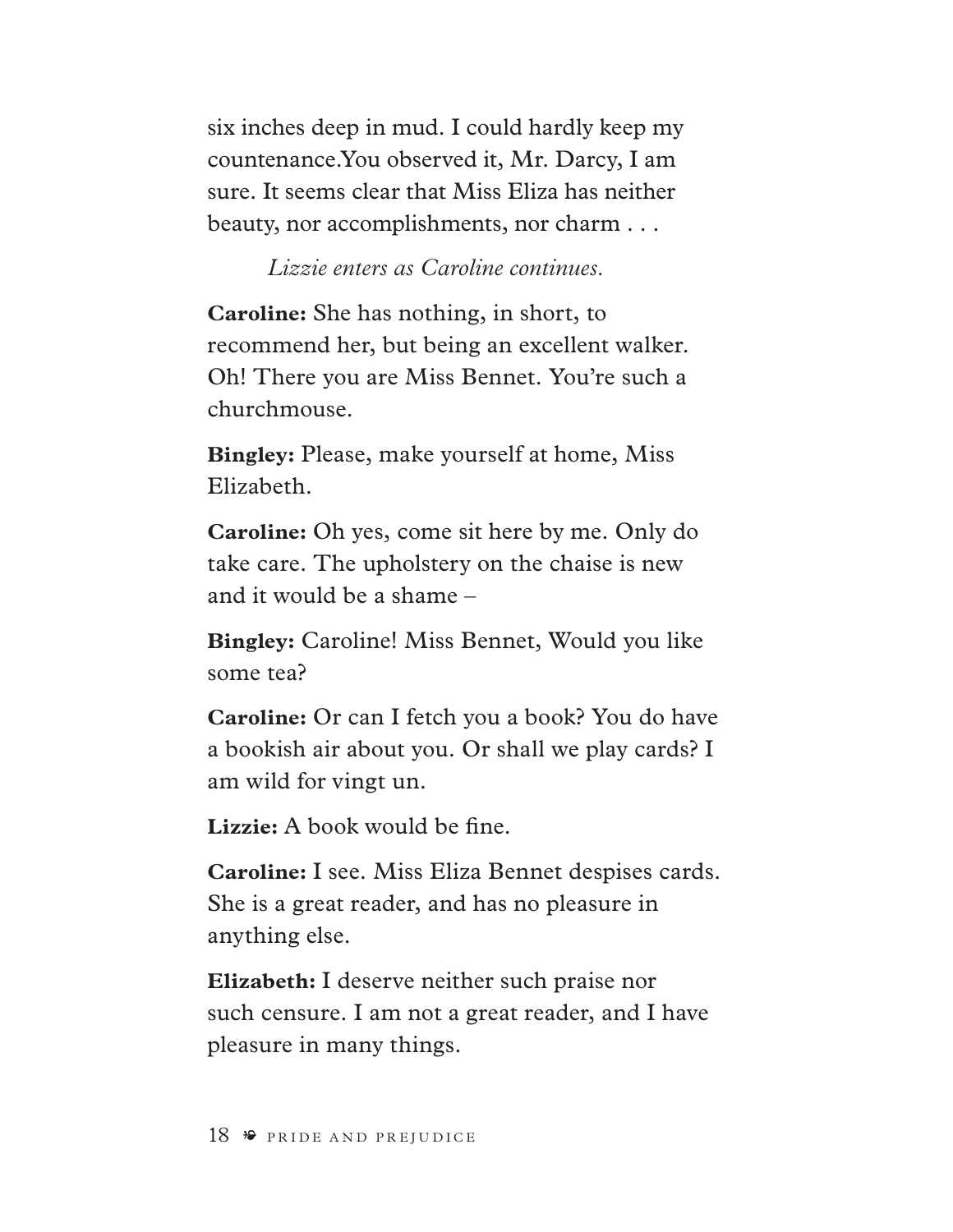six inches deep in mud. I could hardly keep my countenance.You observed it, Mr. Darcy, I am sure. It seems clear that Miss Eliza has neither beauty, nor accomplishments, nor charm . . .

*Lizzie enters as Caroline continues.*

**Caroline:** She has nothing, in short, to recommend her, but being an excellent walker. Oh! There you are Miss Bennet. You're such a churchmouse.

**Bingley:** Please, make yourself at home, Miss Elizabeth.

**Caroline:** Oh yes, come sit here by me. Only do take care. The upholstery on the chaise is new and it would be a shame –

**Bingley:** Caroline! Miss Bennet, Would you like some tea?

**Caroline:** Or can I fetch you a book? You do have a bookish air about you. Or shall we play cards? I am wild for vingt un.

**Lizzie:** A book would be fine.

**Caroline:** I see. Miss Eliza Bennet despises cards. She is a great reader, and has no pleasure in anything else.

**Elizabeth:** I deserve neither such praise nor such censure. I am not a great reader, and I have pleasure in many things.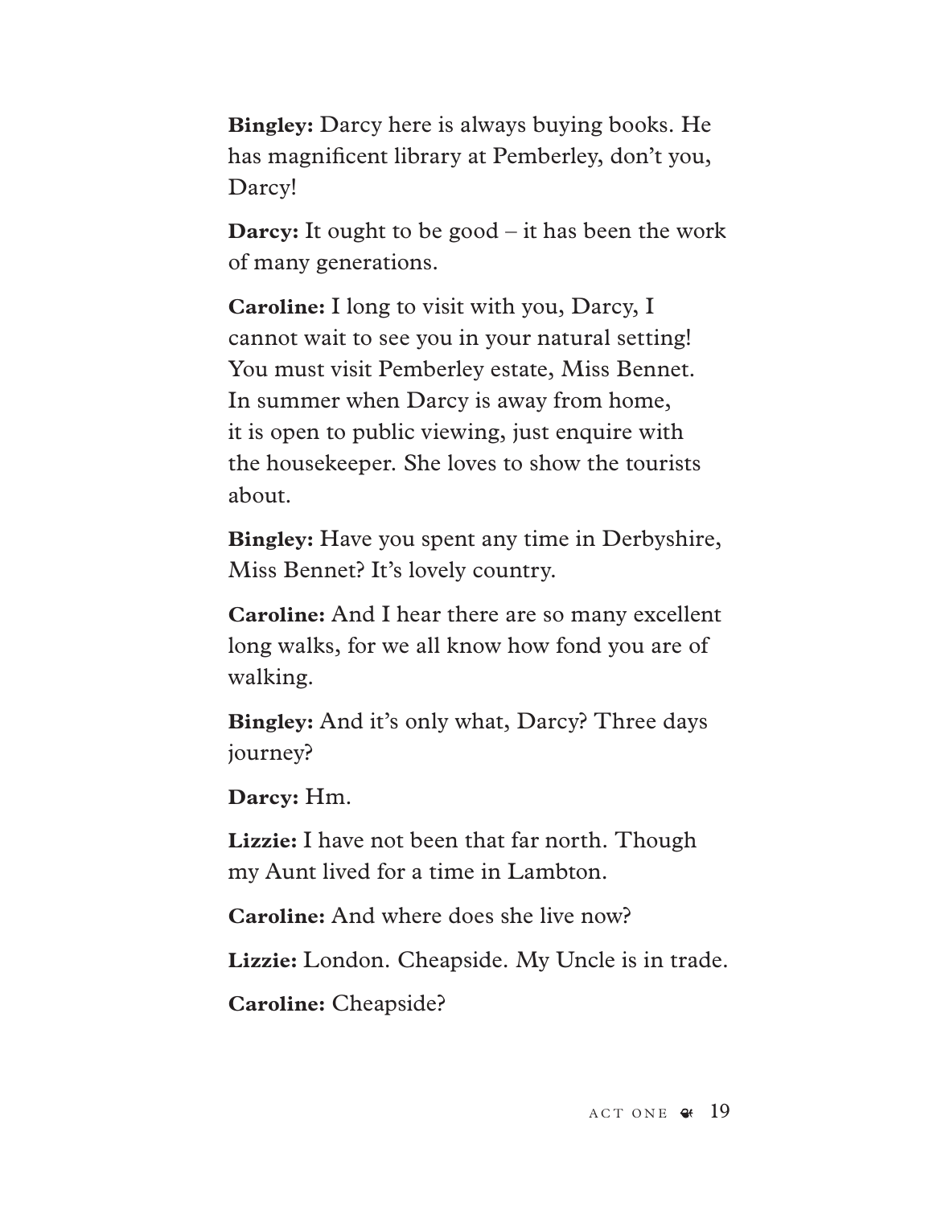**Bingley:** Darcy here is always buying books. He has magnificent library at Pemberley, don't you, Darcy!

**Darcy:** It ought to be good – it has been the work of many generations.

**Caroline:** I long to visit with you, Darcy, I cannot wait to see you in your natural setting! You must visit Pemberley estate, Miss Bennet. In summer when Darcy is away from home, it is open to public viewing, just enquire with the housekeeper. She loves to show the tourists about.

**Bingley:** Have you spent any time in Derbyshire, Miss Bennet? It's lovely country.

**Caroline:** And I hear there are so many excellent long walks, for we all know how fond you are of walking.

**Bingley:** And it's only what, Darcy? Three days journey?

**Darcy:** Hm.

**Lizzie:** I have not been that far north. Though my Aunt lived for a time in Lambton.

**Caroline:** And where does she live now?

**Lizzie:** London. Cheapside. My Uncle is in trade.

**Caroline:** Cheapside?